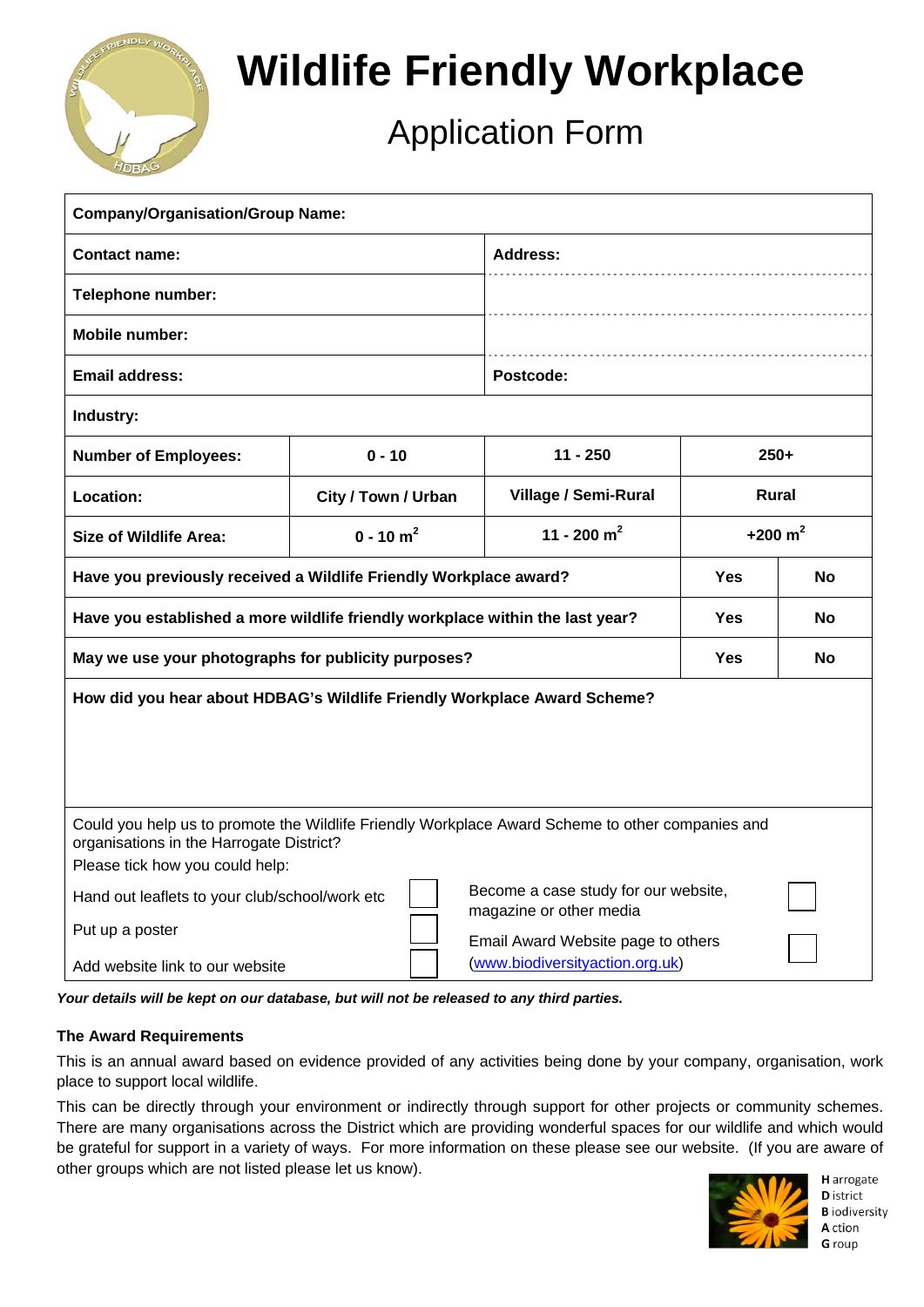# Wildlife Friendly Workplace

## Application Form

| Company/Organisation/Group Name: | | | | |
|---|---|---|---|---|
| Contact name: | | Address: | | |
| Telephone number: | | | | |
| Mobile number: | | | | |
| Email address: | | Postcode: | | |
| Industry: | | | | |
| Number of Employees: | 0 - 10 | 11 - 250 | 250+ | |
| Location: | City / Town / Urban | Village / Semi-Rural | Rural | |
| Size of Wildlife Area: | 0 - 10 $m^2$ | 11 - 200 $m^2$ | +200 $m^2$ | |
| Have you previously received a Wildlife Friendly Workplace award? | | | Yes | No |
| Have you established a more wildlife friendly workplace within the last year? | | | Yes | No |
| May we use your photographs for publicity purposes? | | | Yes | No |
| How did you hear about HDBAG's Wildlife Friendly Workplace Award Scheme? | | | | |

Could you help us to promote the Wildlife Friendly Workplace Award Scheme to other companies and organisations in the Harrogate District?

Please tick how you could help:

| | | | |
|---|---|---|---|
| Hand out leaflets to your club/school/work etc | ☐ | Become a case study for our website, magazine or other media | ☐ |
| Put up a poster | ☐ | Email Award Website page to others (www.biodiversityaction.org.uk) | ☐ |
| Add website link to our website | ☐ | | |

***Your details will be kept on our database, but will not be released to any third parties.***

**The Award Requirements**

This is an annual award based on evidence provided of any activities being done by your company, organisation, work place to support local wildlife.

This can be directly through your environment or indirectly through support for other projects or community schemes. There are many organisations across the District which are providing wonderful spaces for our wildlife and which would be grateful for support in a variety of ways. For more information on these please see our website. (If you are aware of other groups which are not listed please let us know).

**H**arrogate
**D**istrict
**B**iodiversity
**A**ction
**G**roup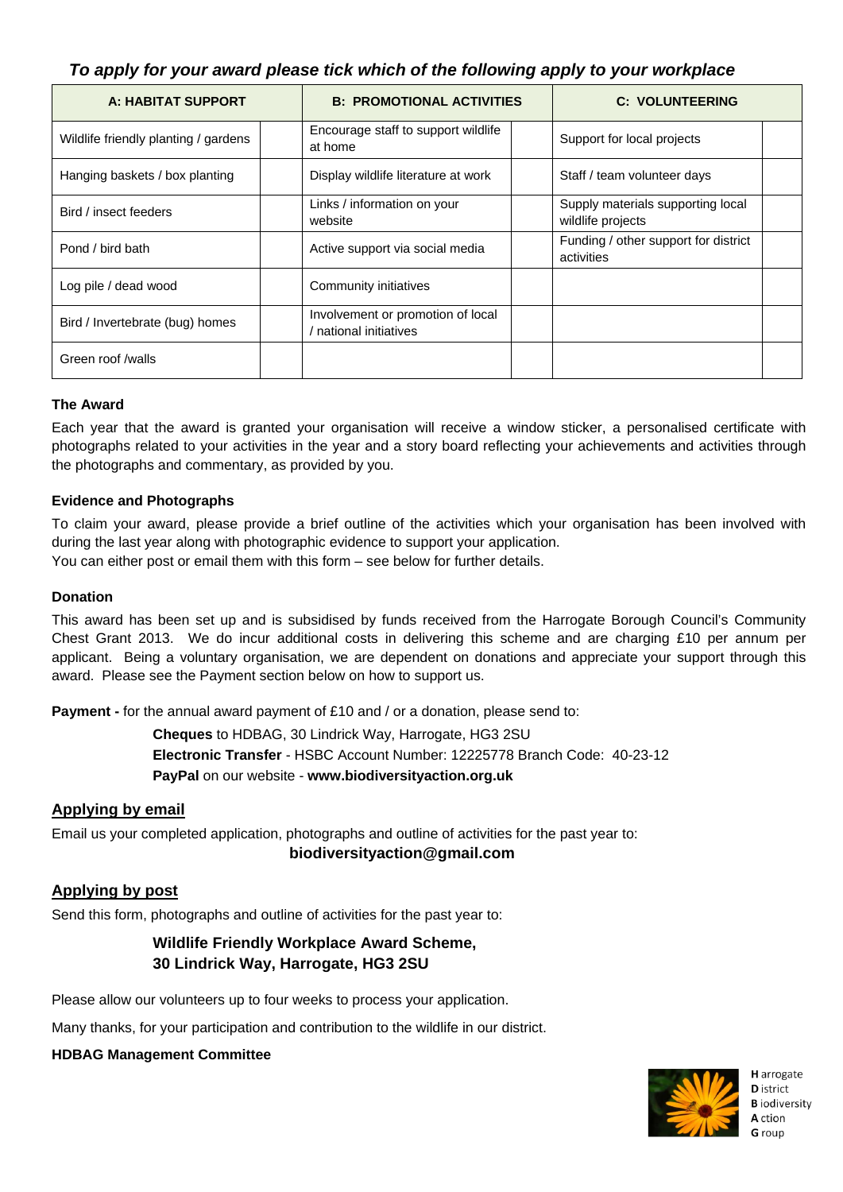***To apply for your award please tick which of the following apply to your workplace***

| A: HABITAT SUPPORT | | B: PROMOTIONAL ACTIVITIES | | C: VOLUNTEERING | |
|---|---|---|---|---|---|
| Wildlife friendly planting / gardens | | Encourage staff to support wildlife at home | | Support for local projects | |
| Hanging baskets / box planting | | Display wildlife literature at work | | Staff / team volunteer days | |
| Bird / insect feeders | | Links / information on your website | | Supply materials supporting local wildlife projects | |
| Pond / bird bath | | Active support via social media | | Funding / other support for district activities | |
| Log pile / dead wood | | Community initiatives | | | |
| Bird / Invertebrate (bug) homes | | Involvement or promotion of local / national initiatives | | | |
| Green roof /walls | | | | | |

**The Award**

Each year that the award is granted your organisation will receive a window sticker, a personalised certificate with photographs related to your activities in the year and a story board reflecting your achievements and activities through the photographs and commentary, as provided by you.

**Evidence and Photographs**

To claim your award, please provide a brief outline of the activities which your organisation has been involved with during the last year along with photographic evidence to support your application.
You can either post or email them with this form – see below for further details.

**Donation**

This award has been set up and is subsidised by funds received from the Harrogate Borough Council's Community Chest Grant 2013. We do incur additional costs in delivering this scheme and are charging £10 per annum per applicant. Being a voluntary organisation, we are dependent on donations and appreciate your support through this award. Please see the Payment section below on how to support us.

**Payment -** for the annual award payment of £10 and / or a donation, please send to:

**Cheques** to HDBAG, 30 Lindrick Way, Harrogate, HG3 2SU
**Electronic Transfer** - HSBC Account Number: 12225778 Branch Code: 40-23-12
**PayPal** on our website - **www.biodiversityaction.org.uk**

## Applying by email

Email us your completed application, photographs and outline of activities for the past year to:
**biodiversityaction@gmail.com**

## Applying by post

Send this form, photographs and outline of activities for the past year to:

**Wildlife Friendly Workplace Award Scheme,**
**30 Lindrick Way, Harrogate, HG3 2SU**

Please allow our volunteers up to four weeks to process your application.

Many thanks, for your participation and contribution to the wildlife in our district.

**HDBAG Management Committee**

**H** arrogate
**D** istrict
**B** iodiversity
**A** ction
**G** roup